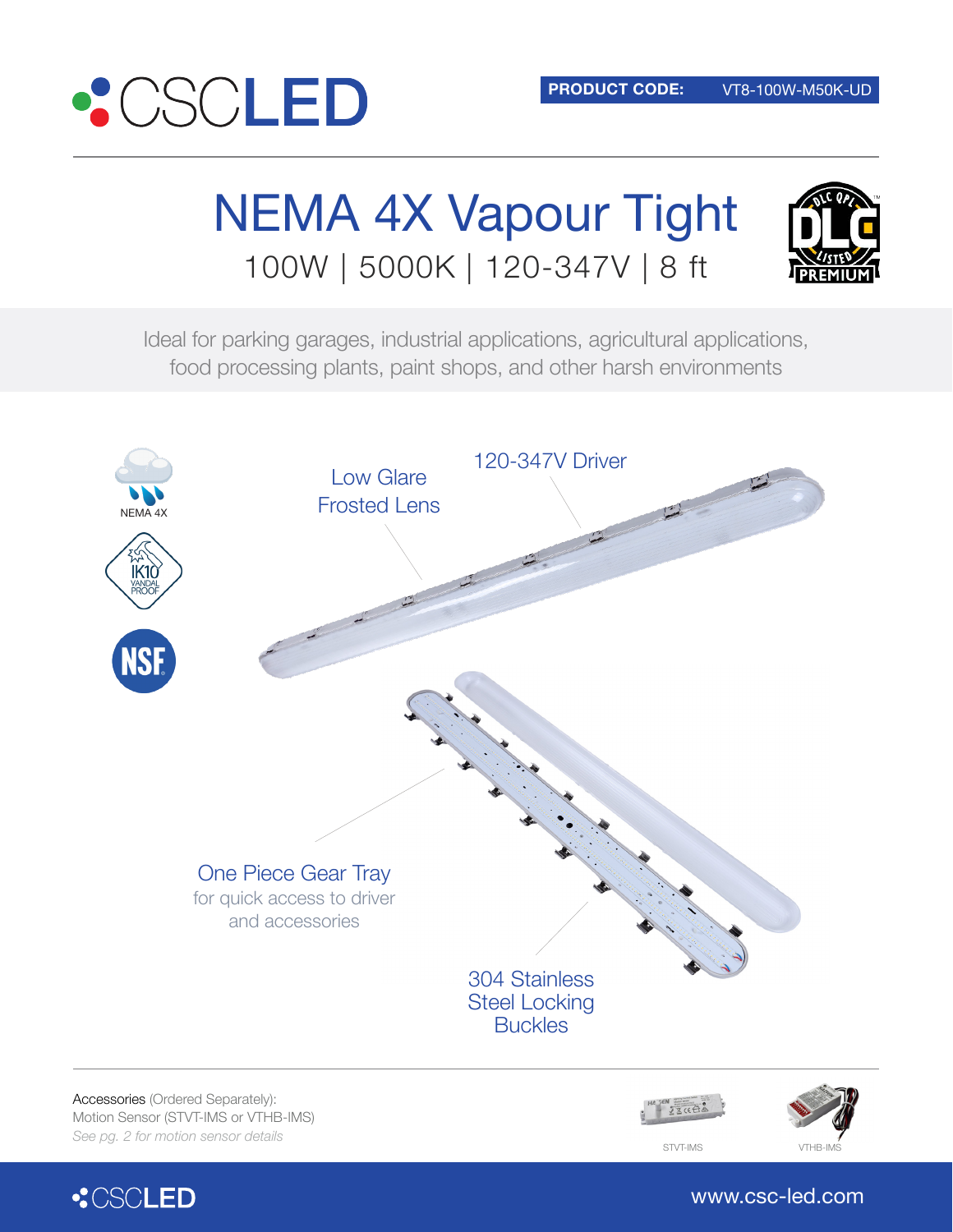CSCLED

**PRODUCT CODE:** VT8-100W-M50K-UD

# NEMA 4X Vapour Tight

100W | 5000K | 120-347V | 8 ft

DLC QPL LISTED PREMIUM

Ideal for parking garages, industrial applications, agricultural applications, food processing plants, paint shops, and other harsh environments

NEMA 4X

IK10 VANDAL PROOF

NSF

Low Glare Frosted Lens

120-347V Driver

One Piece Gear Tray
for quick access to driver and accessories

304 Stainless Steel Locking Buckles

Accessories (Ordered Separately):
Motion Sensor (STVT-IMS or VTHB-IMS)
*See pg. 2 for motion sensor details*

STVT-IMS

VTHB-IMS

CSCLED

www.csc-led.com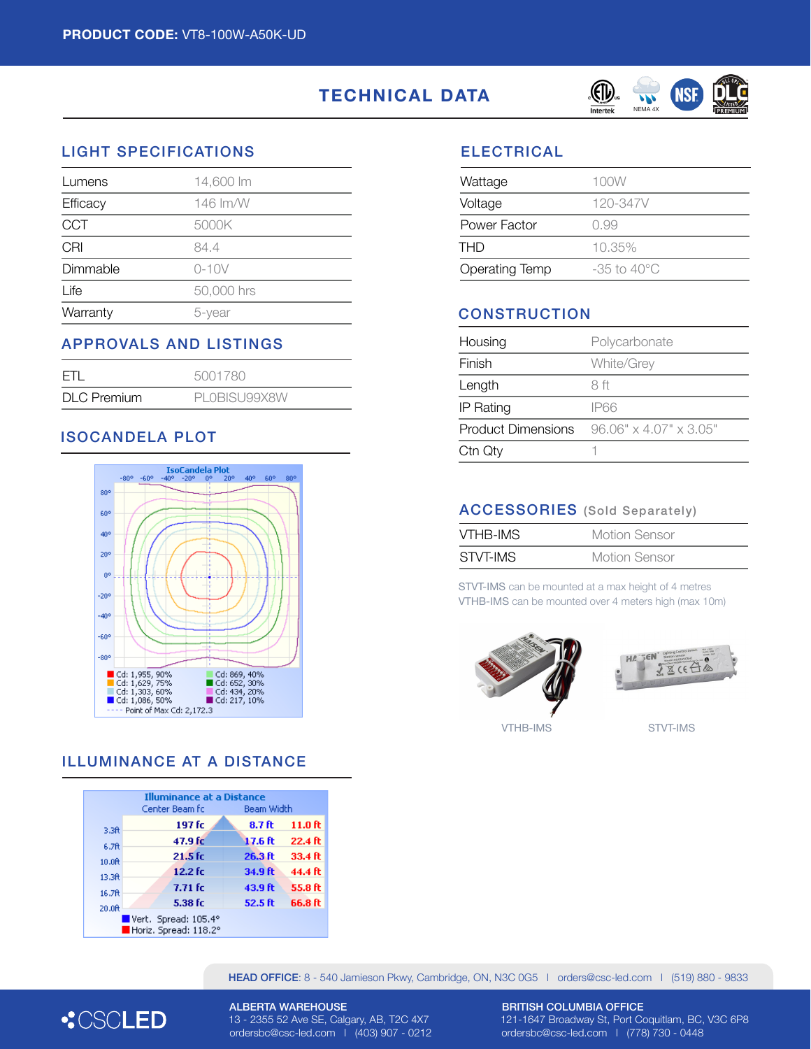**PRODUCT CODE:** VT8-100W-A50K-UD

# TECHNICAL DATA

## LIGHT SPECIFICATIONS

| | |
|---|---|
| Lumens | 14,600 lm |
| Efficacy | 146 lm/W |
| CCT | 5000K |
| CRI | 84.4 |
| Dimmable | 0-10V |
| Life | 50,000 hrs |
| Warranty | 5-year |

## APPROVALS AND LISTINGS

| | |
|---|---|
| ETL | 5001780 |
| DLC Premium | PL0BISU99X8W |

## ISOCANDELA PLOT

IsoCandela Plot

Cd: 1,955, 90%
Cd: 1,629, 75%
Cd: 1,303, 60%
Cd: 1,086, 50%
Cd: 869, 40%
Cd: 652, 30%
Cd: 434, 20%
Cd: 217, 10%
Point of Max Cd: 2,172.3

## ILLUMINANCE AT A DISTANCE

Illuminance at a Distance

Center Beam fc — Beam Width

3.3ft: 197 fc — 8.7 ft — 11.0 ft
6.7ft: 47.9 fc — 17.6 ft — 22.4 ft
10.0ft: 21.5 fc — 26.3 ft — 33.4 ft
13.3ft: 12.2 fc — 34.9 ft — 44.4 ft
16.7ft: 7.71 fc — 43.9 ft — 55.8 ft
20.0ft: 5.38 fc — 52.5 ft — 66.8 ft

Vert. Spread: 105.4°
Horiz. Spread: 118.2°

## ELECTRICAL

| | |
|---|---|
| Wattage | 100W |
| Voltage | 120-347V |
| Power Factor | 0.99 |
| THD | 10.35% |
| Operating Temp | -35 to 40°C |

## CONSTRUCTION

| | |
|---|---|
| Housing | Polycarbonate |
| Finish | White/Grey |
| Length | 8 ft |
| IP Rating | IP66 |
| Product Dimensions | 96.06" x 4.07" x 3.05" |
| Ctn Qty | 1 |

## ACCESSORIES (Sold Separately)

| | |
|---|---|
| VTHB-IMS | Motion Sensor |
| STVT-IMS | Motion Sensor |

STVT-IMS can be mounted at a max height of 4 metres
VTHB-IMS can be mounted over 4 meters high (max 10m)

VTHB-IMS

STVT-IMS

**HEAD OFFICE**: 8 - 540 Jamieson Pkwy, Cambridge, ON, N3C 0G5 | orders@csc-led.com | (519) 880 - 9833

CSCLED

**ALBERTA WAREHOUSE**
13 - 2355 52 Ave SE, Calgary, AB, T2C 4X7
ordersbc@csc-led.com | (403) 907 - 0212

**BRITISH COLUMBIA OFFICE**
121-1647 Broadway St, Port Coquitlam, BC, V3C 6P8
ordersbc@csc-led.com | (778) 730 - 0448